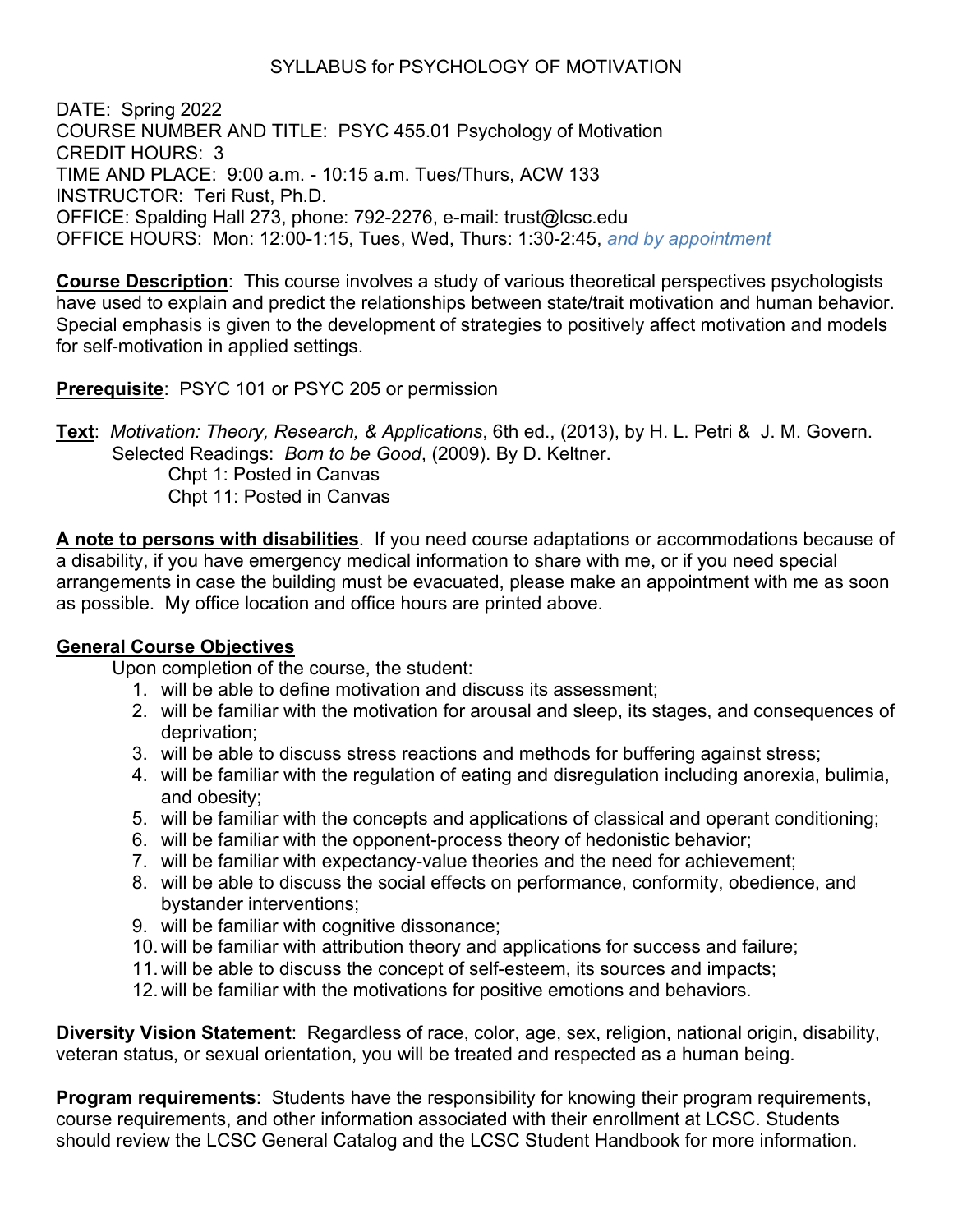SYLLABUS for PSYCHOLOGY OF MOTIVATION

DATE: Spring 2022
COURSE NUMBER AND TITLE: PSYC 455.01 Psychology of Motivation
CREDIT HOURS: 3
TIME AND PLACE: 9:00 a.m. - 10:15 a.m. Tues/Thurs, ACW 133
INSTRUCTOR: Teri Rust, Ph.D.
OFFICE: Spalding Hall 273, phone: 792-2276, e-mail: trust@lcsc.edu
OFFICE HOURS: Mon: 12:00-1:15, Tues, Wed, Thurs: 1:30-2:45, *and by appointment*

**Course Description**: This course involves a study of various theoretical perspectives psychologists have used to explain and predict the relationships between state/trait motivation and human behavior. Special emphasis is given to the development of strategies to positively affect motivation and models for self-motivation in applied settings.

**Prerequisite**: PSYC 101 or PSYC 205 or permission

**Text**: *Motivation: Theory, Research, & Applications*, 6th ed., (2013), by H. L. Petri & J. M. Govern.
Selected Readings: *Born to be Good*, (2009). By D. Keltner.
Chpt 1: Posted in Canvas
Chpt 11: Posted in Canvas

**A note to persons with disabilities**. If you need course adaptations or accommodations because of a disability, if you have emergency medical information to share with me, or if you need special arrangements in case the building must be evacuated, please make an appointment with me as soon as possible. My office location and office hours are printed above.

**General Course Objectives**

Upon completion of the course, the student:

1. will be able to define motivation and discuss its assessment;
2. will be familiar with the motivation for arousal and sleep, its stages, and consequences of deprivation;
3. will be able to discuss stress reactions and methods for buffering against stress;
4. will be familiar with the regulation of eating and disregulation including anorexia, bulimia, and obesity;
5. will be familiar with the concepts and applications of classical and operant conditioning;
6. will be familiar with the opponent-process theory of hedonistic behavior;
7. will be familiar with expectancy-value theories and the need for achievement;
8. will be able to discuss the social effects on performance, conformity, obedience, and bystander interventions;
9. will be familiar with cognitive dissonance;
10. will be familiar with attribution theory and applications for success and failure;
11. will be able to discuss the concept of self-esteem, its sources and impacts;
12. will be familiar with the motivations for positive emotions and behaviors.

**Diversity Vision Statement**: Regardless of race, color, age, sex, religion, national origin, disability, veteran status, or sexual orientation, you will be treated and respected as a human being.

**Program requirements**: Students have the responsibility for knowing their program requirements, course requirements, and other information associated with their enrollment at LCSC. Students should review the LCSC General Catalog and the LCSC Student Handbook for more information.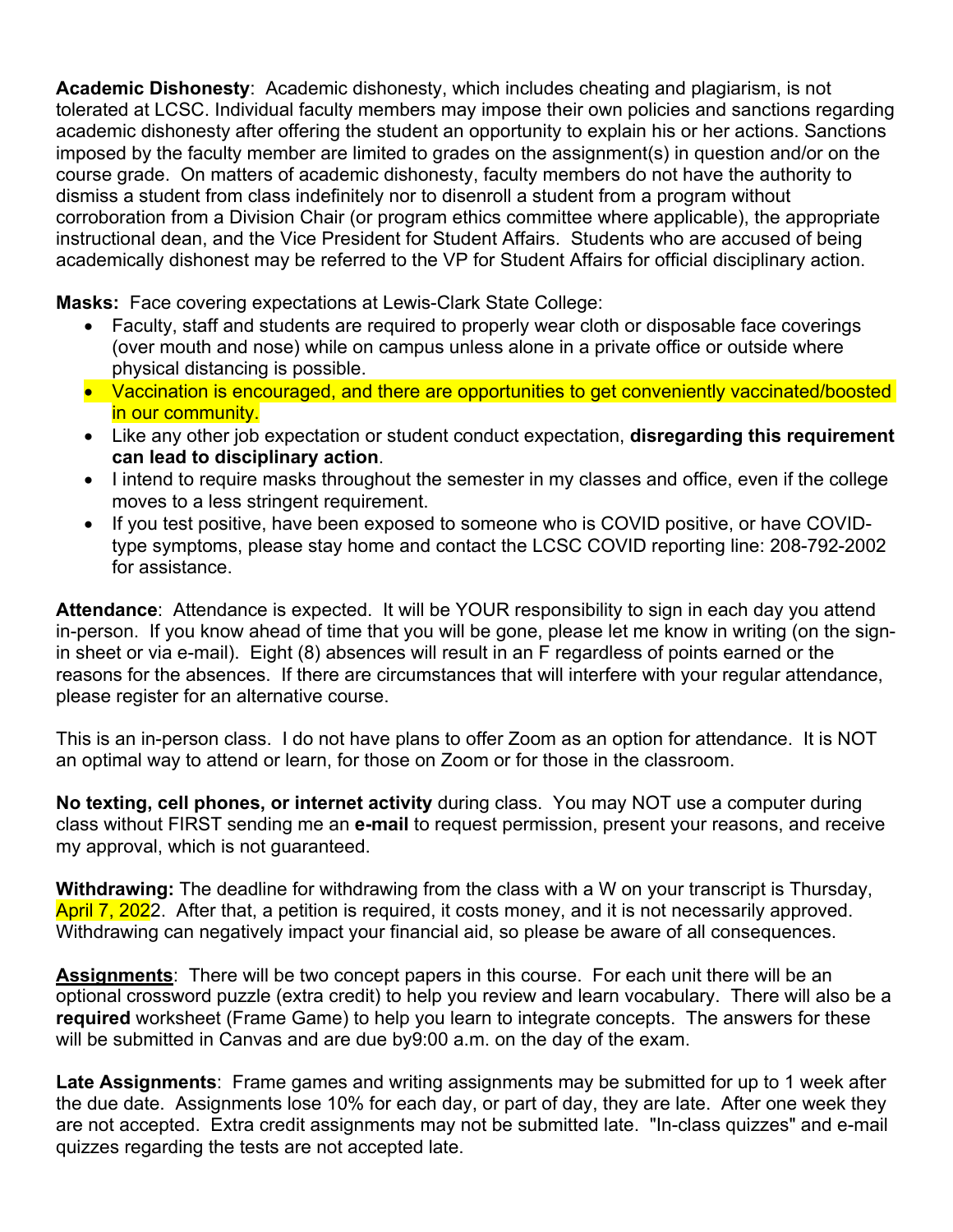**Academic Dishonesty**: Academic dishonesty, which includes cheating and plagiarism, is not tolerated at LCSC. Individual faculty members may impose their own policies and sanctions regarding academic dishonesty after offering the student an opportunity to explain his or her actions. Sanctions imposed by the faculty member are limited to grades on the assignment(s) in question and/or on the course grade. On matters of academic dishonesty, faculty members do not have the authority to dismiss a student from class indefinitely nor to disenroll a student from a program without corroboration from a Division Chair (or program ethics committee where applicable), the appropriate instructional dean, and the Vice President for Student Affairs. Students who are accused of being academically dishonest may be referred to the VP for Student Affairs for official disciplinary action.

**Masks:** Face covering expectations at Lewis-Clark State College:

- Faculty, staff and students are required to properly wear cloth or disposable face coverings (over mouth and nose) while on campus unless alone in a private office or outside where physical distancing is possible.
- Vaccination is encouraged, and there are opportunities to get conveniently vaccinated/boosted in our community.
- Like any other job expectation or student conduct expectation, **disregarding this requirement can lead to disciplinary action**.
- I intend to require masks throughout the semester in my classes and office, even if the college moves to a less stringent requirement.
- If you test positive, have been exposed to someone who is COVID positive, or have COVID-type symptoms, please stay home and contact the LCSC COVID reporting line: 208-792-2002 for assistance.

**Attendance**: Attendance is expected. It will be YOUR responsibility to sign in each day you attend in-person. If you know ahead of time that you will be gone, please let me know in writing (on the sign-in sheet or via e-mail). Eight (8) absences will result in an F regardless of points earned or the reasons for the absences. If there are circumstances that will interfere with your regular attendance, please register for an alternative course.

This is an in-person class. I do not have plans to offer Zoom as an option for attendance. It is NOT an optimal way to attend or learn, for those on Zoom or for those in the classroom.

**No texting, cell phones, or internet activity** during class. You may NOT use a computer during class without FIRST sending me an **e-mail** to request permission, present your reasons, and receive my approval, which is not guaranteed.

**Withdrawing:** The deadline for withdrawing from the class with a W on your transcript is Thursday, April 7, 2022. After that, a petition is required, it costs money, and it is not necessarily approved. Withdrawing can negatively impact your financial aid, so please be aware of all consequences.

**Assignments**: There will be two concept papers in this course. For each unit there will be an optional crossword puzzle (extra credit) to help you review and learn vocabulary. There will also be a **required** worksheet (Frame Game) to help you learn to integrate concepts. The answers for these will be submitted in Canvas and are due by9:00 a.m. on the day of the exam.

**Late Assignments**: Frame games and writing assignments may be submitted for up to 1 week after the due date. Assignments lose 10% for each day, or part of day, they are late. After one week they are not accepted. Extra credit assignments may not be submitted late. "In-class quizzes" and e-mail quizzes regarding the tests are not accepted late.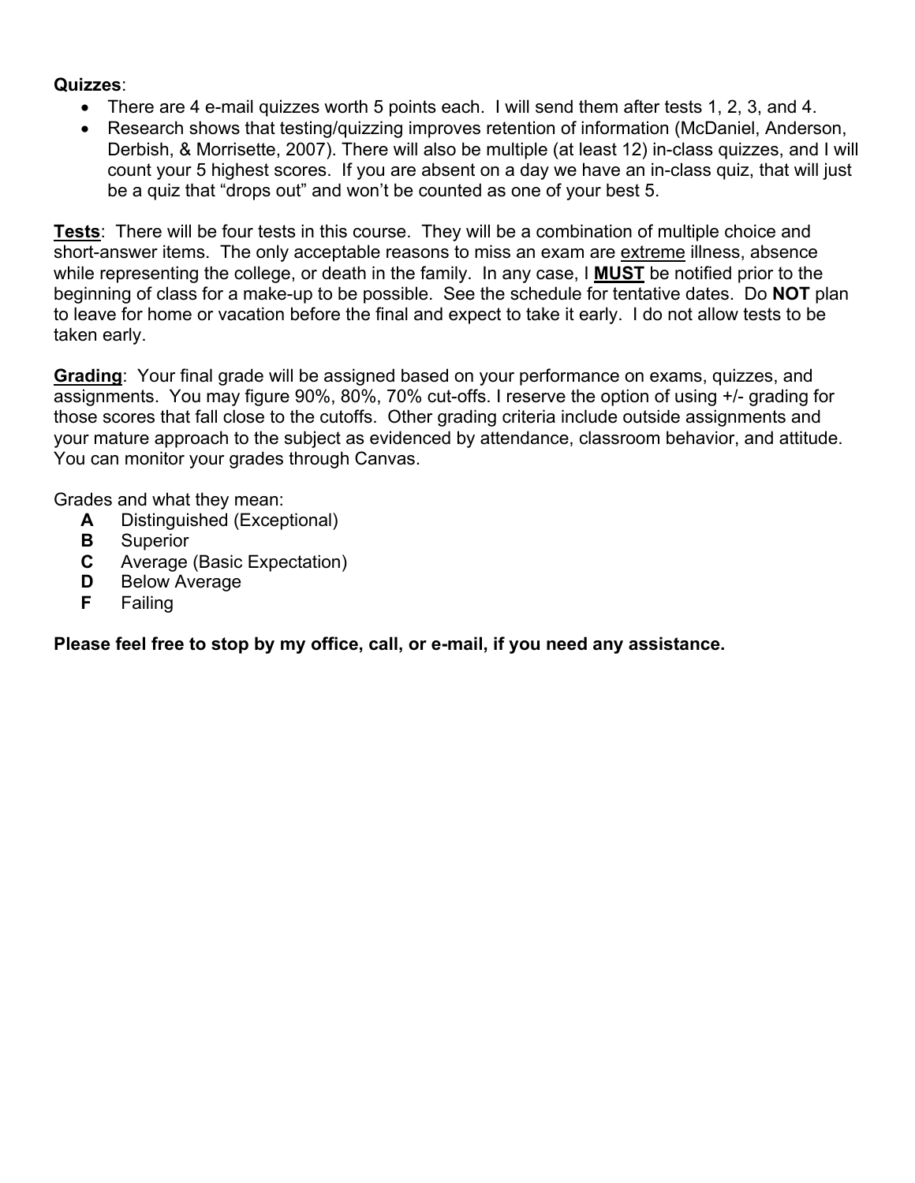**Quizzes**:

- There are 4 e-mail quizzes worth 5 points each. I will send them after tests 1, 2, 3, and 4.
- Research shows that testing/quizzing improves retention of information (McDaniel, Anderson, Derbish, & Morrisette, 2007). There will also be multiple (at least 12) in-class quizzes, and I will count your 5 highest scores. If you are absent on a day we have an in-class quiz, that will just be a quiz that "drops out" and won't be counted as one of your best 5.

**Tests**: There will be four tests in this course. They will be a combination of multiple choice and short-answer items. The only acceptable reasons to miss an exam are extreme illness, absence while representing the college, or death in the family. In any case, I **MUST** be notified prior to the beginning of class for a make-up to be possible. See the schedule for tentative dates. Do **NOT** plan to leave for home or vacation before the final and expect to take it early. I do not allow tests to be taken early.

**Grading**: Your final grade will be assigned based on your performance on exams, quizzes, and assignments. You may figure 90%, 80%, 70% cut-offs. I reserve the option of using +/- grading for those scores that fall close to the cutoffs. Other grading criteria include outside assignments and your mature approach to the subject as evidenced by attendance, classroom behavior, and attitude. You can monitor your grades through Canvas.

Grades and what they mean:

- **A** Distinguished (Exceptional)
- **B** Superior
- **C** Average (Basic Expectation)
- **D** Below Average
- **F** Failing

**Please feel free to stop by my office, call, or e-mail, if you need any assistance.**